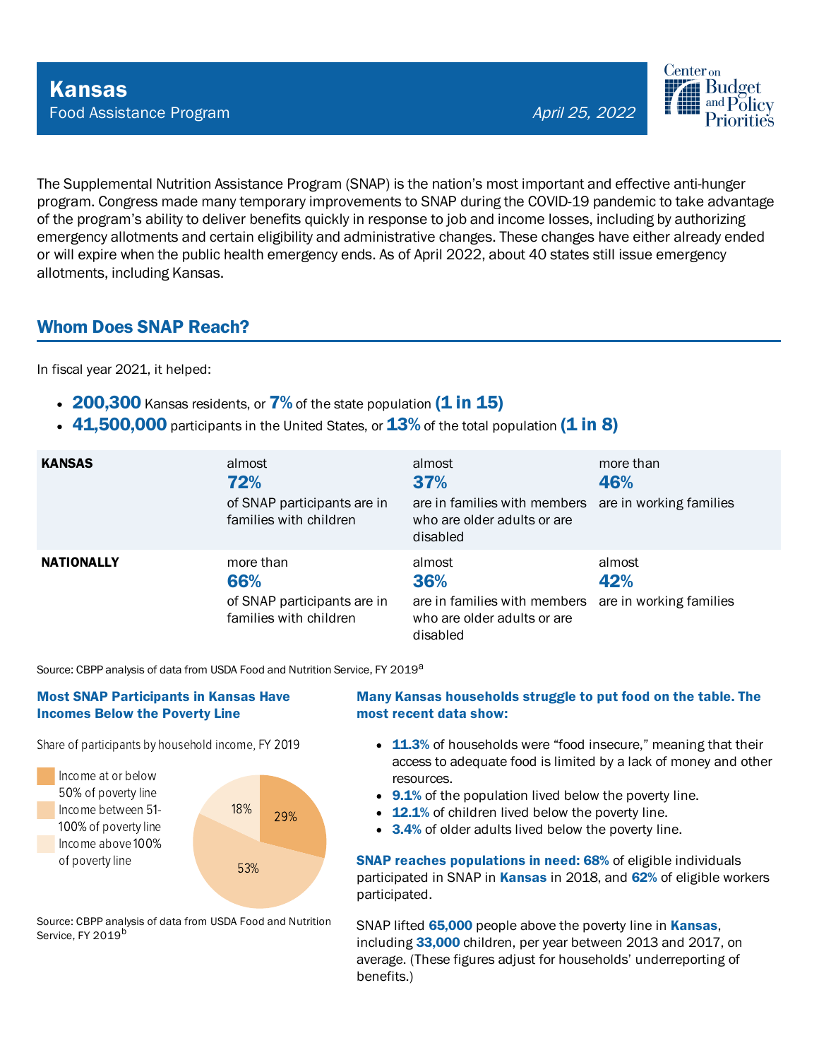# Kansas

Food Assistance Program

*April 25, 2022*

The Supplemental Nutrition Assistance Program (SNAP) is the nation's most important and effective anti-hunger program. Congress made many temporary improvements to SNAP during the COVID-19 pandemic to take advantage of the program's ability to deliver benefits quickly in response to job and income losses, including by authorizing emergency allotments and certain eligibility and administrative changes. These changes have either already ended or will expire when the public health emergency ends. As of April 2022, about 40 states still issue emergency allotments, including Kansas.

## Whom Does SNAP Reach?

In fiscal year 2021, it helped:

- **200,300** Kansas residents, or **7%** of the state population **(1 in 15)**
- **41,500,000** participants in the United States, or **13%** of the total population **(1 in 8)**

| | | | |
|---|---|---|---|
| **KANSAS** | almost **72%** of SNAP participants are in families with children | almost **37%** are in families with members who are older adults or are disabled | more than **46%** are in working families |
| **NATIONALLY** | more than **66%** of SNAP participants are in families with children | almost **36%** are in families with members who are older adults or are disabled | almost **42%** are in working families |

Source: CBPP analysis of data from USDA Food and Nutrition Service, FY 2019[a]

### Most SNAP Participants in Kansas Have Incomes Below the Poverty Line

Share of participants by household income, FY 2019

Income at or below 50% of poverty line

Income between 51-100% of poverty line

Income above 100% of poverty line

29%

53%

18%

Source: CBPP analysis of data from USDA Food and Nutrition Service, FY 2019[b]

### Many Kansas households struggle to put food on the table. The most recent data show:

- **11.3%** of households were "food insecure," meaning that their access to adequate food is limited by a lack of money and other resources.
- **9.1%** of the population lived below the poverty line.
- **12.1%** of children lived below the poverty line.
- **3.4%** of older adults lived below the poverty line.

**SNAP reaches populations in need: 68%** of eligible individuals participated in SNAP in **Kansas** in 2018, and **62%** of eligible workers participated.

SNAP lifted **65,000** people above the poverty line in **Kansas**, including **33,000** children, per year between 2013 and 2017, on average. (These figures adjust for households' underreporting of benefits.)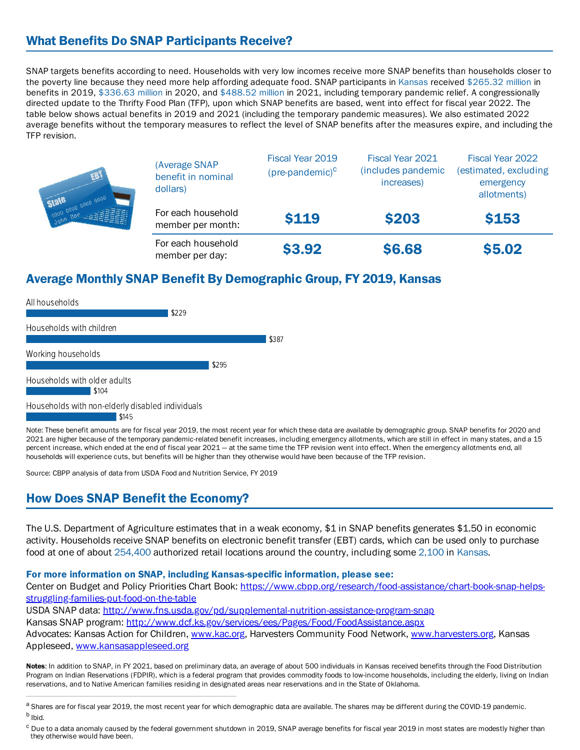## What Benefits Do SNAP Participants Receive?

SNAP targets benefits according to need. Households with very low incomes receive more SNAP benefits than households closer to the poverty line because they need more help affording adequate food. SNAP participants in Kansas received $265.32 million in benefits in 2019, $336.63 million in 2020, and $488.52 million in 2021, including temporary pandemic relief. A congressionally directed update to the Thrifty Food Plan (TFP), upon which SNAP benefits are based, went into effect for fiscal year 2022. The table below shows actual benefits in 2019 and 2021 (including the temporary pandemic measures). We also estimated 2022 average benefits without the temporary measures to reflect the level of SNAP benefits after the measures expire, and including the TFP revision.

| (Average SNAP benefit in nominal dollars) | Fiscal Year 2019 (pre-pandemic)[c] | Fiscal Year 2021 (includes pandemic increases) | Fiscal Year 2022 (estimated, excluding emergency allotments) |
|---|---|---|---|
| For each household member per month: | **$119** | **$203** | **$153** |
| For each household member per day: | **$3.92** | **$6.68** | **$5.02** |

## Average Monthly SNAP Benefit By Demographic Group, FY 2019, Kansas

All households
$229

Households with children
$387

Working households
$295

Households with older adults
$104

Households with non-elderly disabled individuals
$145

Note: These benefit amounts are for fiscal year 2019, the most recent year for which these data are available by demographic group. SNAP benefits for 2020 and 2021 are higher because of the temporary pandemic-related benefit increases, including emergency allotments, which are still in effect in many states, and a 15 percent increase, which ended at the end of fiscal year 2021 — at the same time the TFP revision went into effect. When the emergency allotments end, all households will experience cuts, but benefits will be higher than they otherwise would have been because of the TFP revision.

Source: CBPP analysis of data from USDA Food and Nutrition Service, FY 2019

## How Does SNAP Benefit the Economy?

The U.S. Department of Agriculture estimates that in a weak economy, $1 in SNAP benefits generates $1.50 in economic activity. Households receive SNAP benefits on electronic benefit transfer (EBT) cards, which can be used only to purchase food at one of about 254,400 authorized retail locations around the country, including some 2,100 in Kansas.

**For more information on SNAP, including Kansas-specific information, please see:**

Center on Budget and Policy Priorities Chart Book: https://www.cbpp.org/research/food-assistance/chart-book-snap-helps-struggling-families-put-food-on-the-table

USDA SNAP data: http://www.fns.usda.gov/pd/supplemental-nutrition-assistance-program-snap

Kansas SNAP program: http://www.dcf.ks.gov/services/ees/Pages/Food/FoodAssistance.aspx

Advocates: Kansas Action for Children, www.kac.org, Harvesters Community Food Network, www.harvesters.org, Kansas Appleseed, www.kansasappleseed.org

**Notes**: In addition to SNAP, in FY 2021, based on preliminary data, an average of about 500 individuals in Kansas received benefits through the Food Distribution Program on Indian Reservations (FDPIR), which is a federal program that provides commodity foods to low-income households, including the elderly, living on Indian reservations, and to Native American families residing in designated areas near reservations and in the State of Oklahoma.

[a] Shares are for fiscal year 2019, the most recent year for which demographic data are available. The shares may be different during the COVID-19 pandemic.

[b] Ibid.

[c] Due to a data anomaly caused by the federal government shutdown in 2019, SNAP average benefits for fiscal year 2019 in most states are modestly higher than they otherwise would have been.